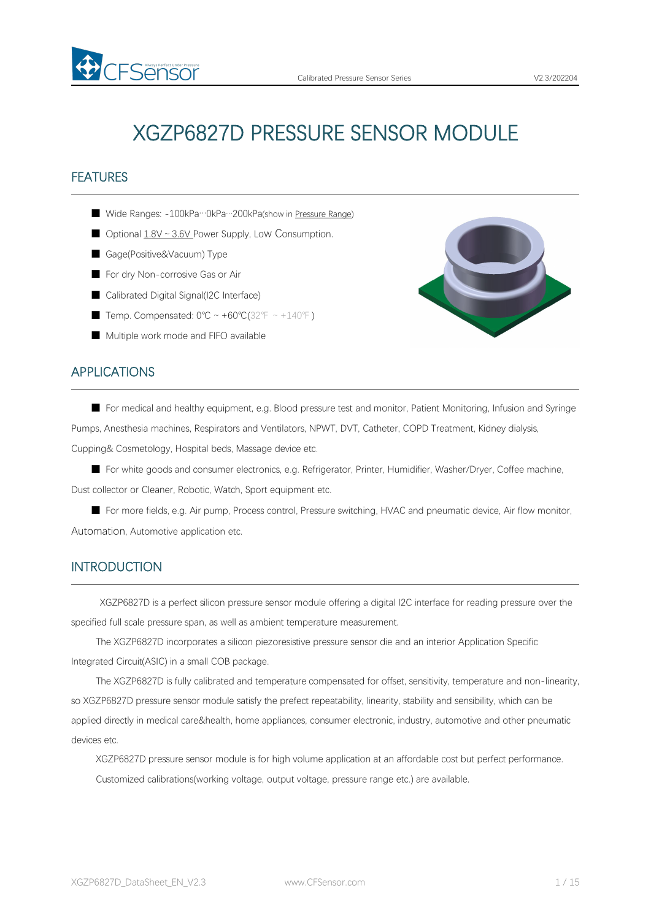# XGZP6827D PRESSURE SENSOR MODULE

## FEATURES

- Wide Ranges: -100kPa···0kPa···200kPa(show in Pressure Range)
- Optional 1.8V ~ 3.6V Power Supply, Low Consumption.
- Gage(Positive&Vacuum) Type
- For dry Non-corrosive Gas or Air
- Calibrated Digital Signal(I2C Interface)
- Temp. Compensated: 0℃ ~ +60℃(32℉ ~ +140℉)
- Multiple work mode and FIFO available

## APPLICATIONS

- For medical and healthy equipment, e.g. Blood pressure test and monitor, Patient Monitoring, Infusion and Syringe Pumps, Anesthesia machines, Respirators and Ventilators, NPWT, DVT, Catheter, COPD Treatment, Kidney dialysis, Cupping& Cosmetology, Hospital beds, Massage device etc.
- For white goods and consumer electronics, e.g. Refrigerator, Printer, Humidifier, Washer/Dryer, Coffee machine, Dust collector or Cleaner, Robotic, Watch, Sport equipment etc.
- For more fields, e.g. Air pump, Process control, Pressure switching, HVAC and pneumatic device, Air flow monitor, Automation, Automotive application etc.

## INTRODUCTION

XGZP6827D is a perfect silicon pressure sensor module offering a digital I2C interface for reading pressure over the specified full scale pressure span, as well as ambient temperature measurement.

The XGZP6827D incorporates a silicon piezoresistive pressure sensor die and an interior Application Specific Integrated Circuit(ASIC) in a small COB package.

The XGZP6827D is fully calibrated and temperature compensated for offset, sensitivity, temperature and non-linearity, so XGZP6827D pressure sensor module satisfy the prefect repeatability, linearity, stability and sensibility, which can be applied directly in medical care&health, home appliances, consumer electronic, industry, automotive and other pneumatic devices etc.

XGZP6827D pressure sensor module is for high volume application at an affordable cost but perfect performance.

Customized calibrations(working voltage, output voltage, pressure range etc.) are available.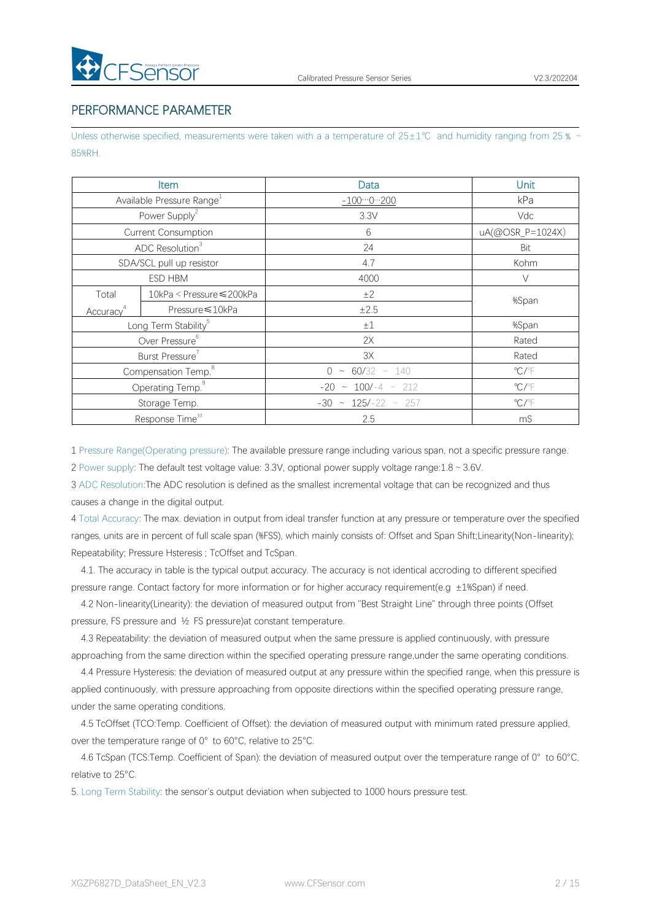## PERFORMANCE PARAMETER

Unless otherwise specified, measurements were taken with a a temperature of 25±1℃ and humidity ranging from 25 % ~ 85%RH.

| Item | | Data | Unit |
|---|---|---|---|
| Available Pressure Range[1] | | -100···0···200 | kPa |
| Power Supply[2] | | 3.3V | Vdc |
| Current Consumption | | 6 | uA(@OSR_P=1024X) |
| ADC Resolution[3] | | 24 | Bit |
| SDA/SCL pull up resistor | | 4.7 | Kohm |
| ESD HBM | | 4000 | V |
| Total Accuracy[4] | 10kPa < Pressure≤200kPa | ±2 | %Span |
| | Pressure≤10kPa | ±2.5 | |
| Long Term Stability[5] | | ±1 | %Span |
| Over Pressure[6] | | 2X | Rated |
| Burst Pressure[7] | | 3X | Rated |
| Compensation Temp.[8] | | 0 ~ 60/32 ~ 140 | ℃/℉ |
| Operating Temp.[9] | | -20 ~ 100/-4 ~ 212 | ℃/℉ |
| Storage Temp. | | -30 ~ 125/-22 ~ 257 | ℃/℉ |
| Response Time[10] | | 2.5 | mS |

1 Pressure Range(Operating pressure): The available pressure range including various span, not a specific pressure range.

2 Power supply: The default test voltage value: 3.3V, optional power supply voltage range:1.8 ~ 3.6V.

3 ADC Resolution:The ADC resolution is defined as the smallest incremental voltage that can be recognized and thus causes a change in the digital output.

4 Total Accuracy: The max. deviation in output from ideal transfer function at any pressure or temperature over the specified ranges, units are in percent of full scale span (%FSS), which mainly consists of: Offset and Span Shift;Linearity(Non-linearity); Repeatability; Pressure Hsteresis ; TcOffset and TcSpan.

4.1. The accuracy in table is the typical output accuracy. The accuracy is not identical accroding to different specified pressure range. Contact factory for more information or for higher accuracy requirement(e.g ±1%Span) if need.

4.2 Non-linearity(Linearity): the deviation of measured output from "Best Straight Line" through three points (Offset pressure, FS pressure and ½ FS pressure)at constant temperature.

4.3 Repeatability: the deviation of measured output when the same pressure is applied continuously, with pressure approaching from the same direction within the specified operating pressure range,under the same operating conditions.

4.4 Pressure Hysteresis: the deviation of measured output at any pressure within the specified range, when this pressure is applied continuously, with pressure approaching from opposite directions within the specified operating pressure range, under the same operating conditions.

4.5 TcOffset (TCO:Temp. Coefficient of Offset): the deviation of measured output with minimum rated pressure applied, over the temperature range of 0° to 60°C, relative to 25°C.

4.6 TcSpan (TCS:Temp. Coefficient of Span): the deviation of measured output over the temperature range of 0° to 60°C, relative to 25°C.

5. Long Term Stability: the sensor's output deviation when subjected to 1000 hours pressure test.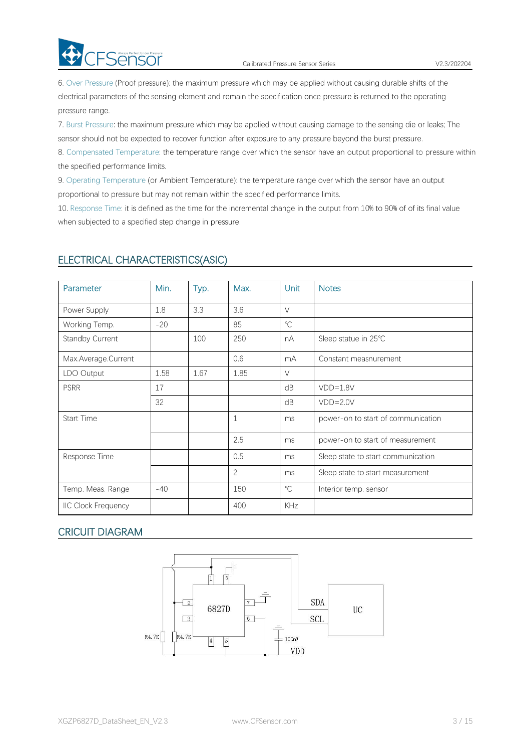6. Over Pressure (Proof pressure): the maximum pressure which may be applied without causing durable shifts of the electrical parameters of the sensing element and remain the specification once pressure is returned to the operating pressure range.

7. Burst Pressure: the maximum pressure which may be applied without causing damage to the sensing die or leaks; The sensor should not be expected to recover function after exposure to any pressure beyond the burst pressure.

8. Compensated Temperature: the temperature range over which the sensor have an output proportional to pressure within the specified performance limits.

9. Operating Temperature (or Ambient Temperature): the temperature range over which the sensor have an output proportional to pressure but may not remain within the specified performance limits.

10. Response Time: it is defined as the time for the incremental change in the output from 10% to 90% of of its final value when subjected to a specified step change in pressure.

## ELECTRICAL CHARACTERISTICS(ASIC)

| Parameter | Min. | Typ. | Max. | Unit | Notes |
|---|---|---|---|---|---|
| Power Supply | 1.8 | 3.3 | 3.6 | V | |
| Working Temp. | -20 | | 85 | ℃ | |
| Standby Current | | 100 | 250 | nA | Sleep statue in 25℃ |
| Max.Average.Current | | | 0.6 | mA | Constant measnurement |
| LDO Output | 1.58 | 1.67 | 1.85 | V | |
| PSRR | 17 | | | dB | VDD=1.8V |
| | 32 | | | dB | VDD=2.0V |
| Start Time | | | 1 | ms | power-on to start of communication |
| | | | 2.5 | ms | power-on to start of measurement |
| Response Time | | | 0.5 | ms | Sleep state to start communication |
| | | | 2 | ms | Sleep state to start measurement |
| Temp. Meas. Range | -40 | | 150 | ℃ | Interior temp. sensor |
| IIC Clock Frequency | | | 400 | KHz | |

## CRICUIT DIAGRAM

6827D

SDA

SCL

UC

R4.7K R4.7K

100nF

VDD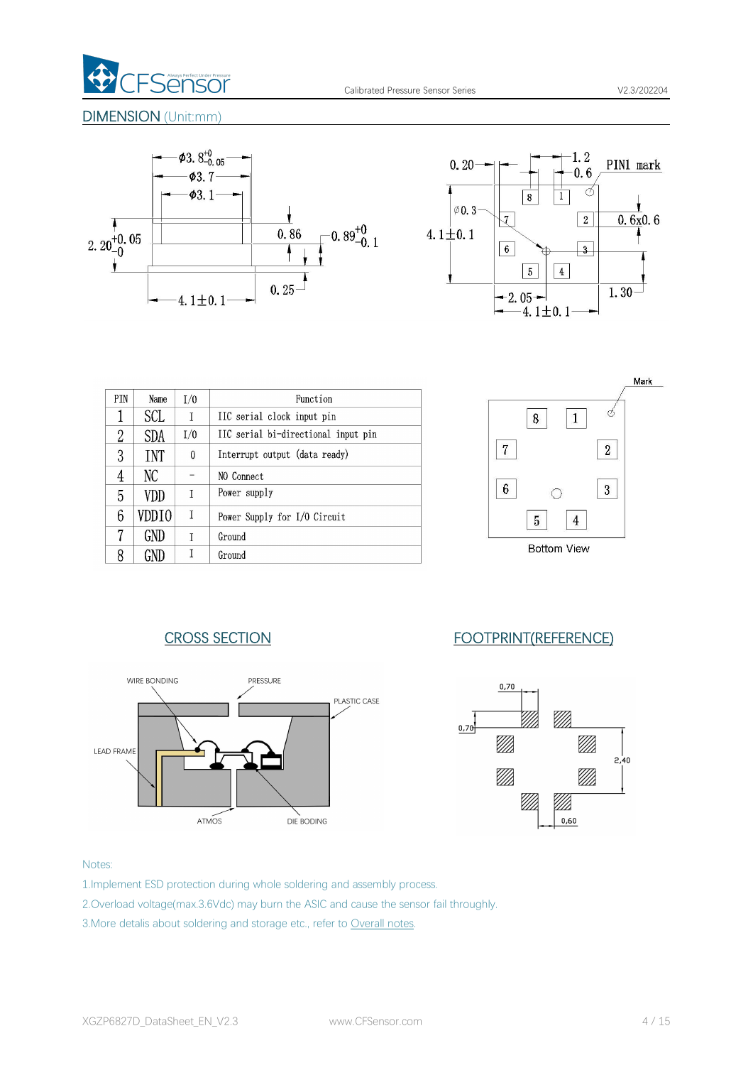## DIMENSION (Unit:mm)

| PIN | Name | I/O | Function |
|---|---|---|---|
| 1 | SCL | I | IIC serial clock input pin |
| 2 | SDA | I/O | IIC serial bi-directional input pin |
| 3 | INT | O | Interrupt output (data ready) |
| 4 | NC | - | NO Connect |
| 5 | VDD | I | Power supply |
| 6 | VDDIO | I | Power Supply for I/O Circuit |
| 7 | GND | I | Ground |
| 8 | GND | I | Ground |

Bottom View

## CROSS SECTION

## FOOTPRINT(REFERENCE)

Notes:

1.Implement ESD protection during whole soldering and assembly process.

2.Overload voltage(max.3.6Vdc) may burn the ASIC and cause the sensor fail throughly.

3.More detalis about soldering and storage etc., refer to Overall notes.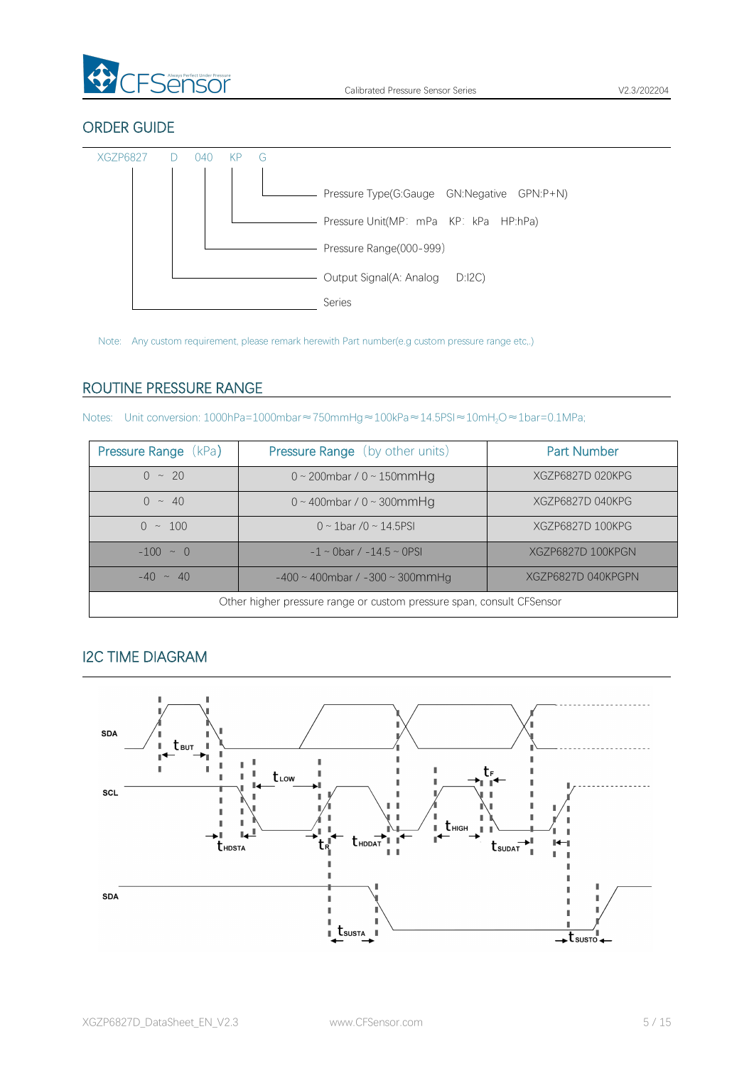## ORDER GUIDE

XGZP6827 D 040 KP G

- G — Pressure Type(G:Gauge GN:Negative GPN:P+N)
- KP — Pressure Unit(MP: mPa KP: kPa HP:hPa)
- 040 — Pressure Range(000-999)
- D — Output Signal(A: Analog D:I2C)
- XGZP6827 — Series

Note: Any custom requirement, please remark herewith Part number(e.g custom pressure range etc.,)

## ROUTINE PRESSURE RANGE

Notes: Unit conversion: 1000hPa=1000mbar≈750mmHg≈100kPa≈14.5PSI≈10m$H_2O$≈1bar=0.1MPa;

| Pressure Range (kPa) | Pressure Range (by other units) | Part Number |
|---|---|---|
| 0 ~ 20 | 0 ~ 200mbar / 0 ~ 150mmHg | XGZP6827D 020KPG |
| 0 ~ 40 | 0 ~ 400mbar / 0 ~ 300mmHg | XGZP6827D 040KPG |
| 0 ~ 100 | 0 ~ 1bar /0 ~ 14.5PSI | XGZP6827D 100KPG |
| -100 ~ 0 | -1 ~ 0bar / -14.5 ~ 0PSI | XGZP6827D 100KPGN |
| -40 ~ 40 | -400 ~ 400mbar / -300 ~ 300mmHg | XGZP6827D 040KPGPN |
| Other higher pressure range or custom pressure span, consult CFSensor | | |

## I2C TIME DIAGRAM

SDA, SCL, SDA

$t_{BUT}$, $t_{LOW}$, $t_F$, $t_{HDSTA}$, $t_R$, $t_{HDDAT}$, $t_{HIGH}$, $t_{SUDAT}$, $t_{SUSTA}$, $t_{SUSTO}$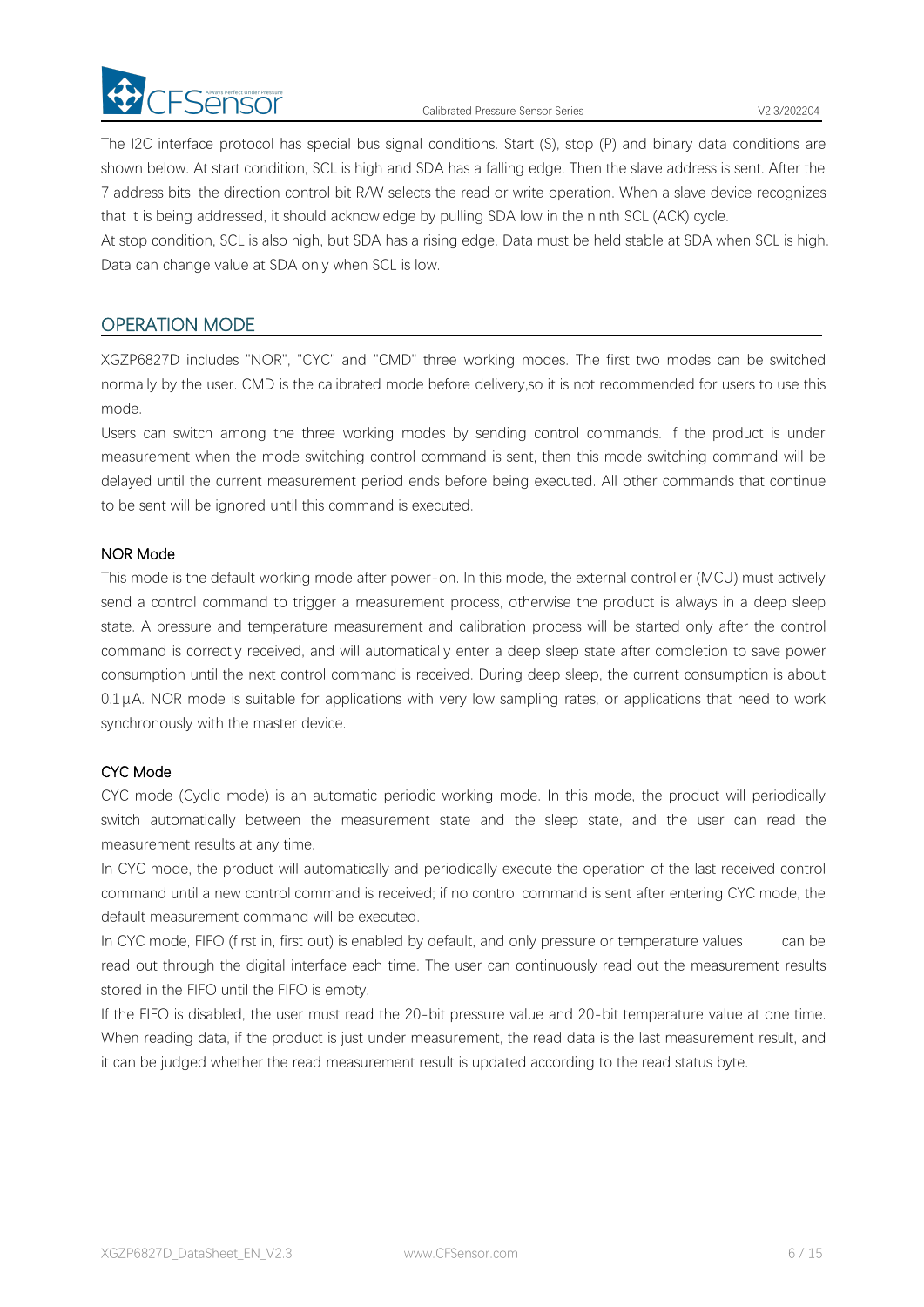The I2C interface protocol has special bus signal conditions. Start (S), stop (P) and binary data conditions are shown below. At start condition, SCL is high and SDA has a falling edge. Then the slave address is sent. After the 7 address bits, the direction control bit R/W selects the read or write operation. When a slave device recognizes that it is being addressed, it should acknowledge by pulling SDA low in the ninth SCL (ACK) cycle.

At stop condition, SCL is also high, but SDA has a rising edge. Data must be held stable at SDA when SCL is high. Data can change value at SDA only when SCL is low.

## OPERATION MODE

XGZP6827D includes "NOR", "CYC" and "CMD" three working modes. The first two modes can be switched normally by the user. CMD is the calibrated mode before delivery,so it is not recommended for users to use this mode.

Users can switch among the three working modes by sending control commands. If the product is under measurement when the mode switching control command is sent, then this mode switching command will be delayed until the current measurement period ends before being executed. All other commands that continue to be sent will be ignored until this command is executed.

### NOR Mode

This mode is the default working mode after power-on. In this mode, the external controller (MCU) must actively send a control command to trigger a measurement process, otherwise the product is always in a deep sleep state. A pressure and temperature measurement and calibration process will be started only after the control command is correctly received, and will automatically enter a deep sleep state after completion to save power consumption until the next control command is received. During deep sleep, the current consumption is about 0.1μA. NOR mode is suitable for applications with very low sampling rates, or applications that need to work synchronously with the master device.

### CYC Mode

CYC mode (Cyclic mode) is an automatic periodic working mode. In this mode, the product will periodically switch automatically between the measurement state and the sleep state, and the user can read the measurement results at any time.

In CYC mode, the product will automatically and periodically execute the operation of the last received control command until a new control command is received; if no control command is sent after entering CYC mode, the default measurement command will be executed.

In CYC mode, FIFO (first in, first out) is enabled by default, and only pressure or temperature values can be read out through the digital interface each time. The user can continuously read out the measurement results stored in the FIFO until the FIFO is empty.

If the FIFO is disabled, the user must read the 20-bit pressure value and 20-bit temperature value at one time. When reading data, if the product is just under measurement, the read data is the last measurement result, and it can be judged whether the read measurement result is updated according to the read status byte.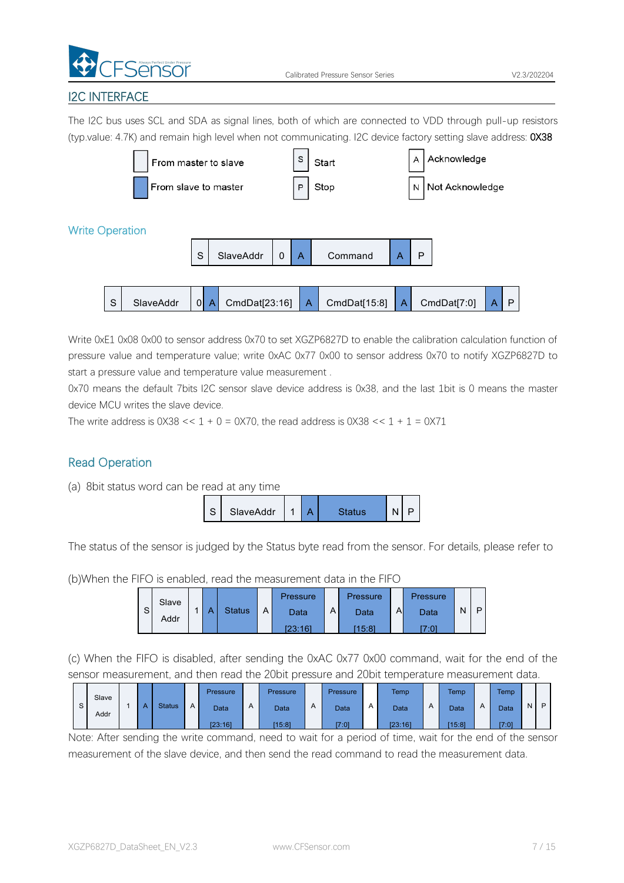## I2C INTERFACE

The I2C bus uses SCL and SDA as signal lines, both of which are connected to VDD through pull-up resistors (typ.value: 4.7K) and remain high level when not communicating. I2C device factory setting slave address: 0X38

| Symbol | Meaning |
|---|---|
| (white box) | From master to slave |
| (blue box) | From slave to master |
| S | Start |
| P | Stop |
| A | Acknowledge |
| N | Not Acknowledge |

### Write Operation

| S | SlaveAddr | 0 | A | Command | A | P |
|---|---|---|---|---|---|---|

| S | SlaveAddr | 0 | A | CmdDat[23:16] | A | CmdDat[15:8] | A | CmdDat[7:0] | A | P |
|---|---|---|---|---|---|---|---|---|---|---|

Write 0xE1 0x08 0x00 to sensor address 0x70 to set XGZP6827D to enable the calibration calculation function of pressure value and temperature value; write 0xAC 0x77 0x00 to sensor address 0x70 to notify XGZP6827D to start a pressure value and temperature value measurement .

0x70 means the default 7bits I2C sensor slave device address is 0x38, and the last 1bit is 0 means the master device MCU writes the slave device.

The write address is 0X38 << 1 + 0 = 0X70, the read address is 0X38 << 1 + 1 = 0X71

### Read Operation

(a) 8bit status word can be read at any time

| S | SlaveAddr | 1 | A | Status | N | P |
|---|---|---|---|---|---|---|

The status of the sensor is judged by the Status byte read from the sensor. For details, please refer to

(b)When the FIFO is enabled, read the measurement data in the FIFO

| S | Slave Addr | 1 | A | Status | A | Pressure Data [23:16] | A | Pressure Data [15:8] | A | Pressure Data [7:0] | N | P |
|---|---|---|---|---|---|---|---|---|---|---|---|---|

(c) When the FIFO is disabled, after sending the 0xAC 0x77 0x00 command, wait for the end of the sensor measurement, and then read the 20bit pressure and 20bit temperature measurement data.

| S | Slave Addr | 1 | A | Status | A | Pressure Data [23:16] | A | Pressure Data [15:8] | A | Pressure Data [7:0] | A | Temp Data [23:16] | A | Temp Data [15:8] | A | Temp Data [7:0] | N | P |
|---|---|---|---|---|---|---|---|---|---|---|---|---|---|---|---|---|---|---|

Note: After sending the write command, need to wait for a period of time, wait for the end of the sensor measurement of the slave device, and then send the read command to read the measurement data.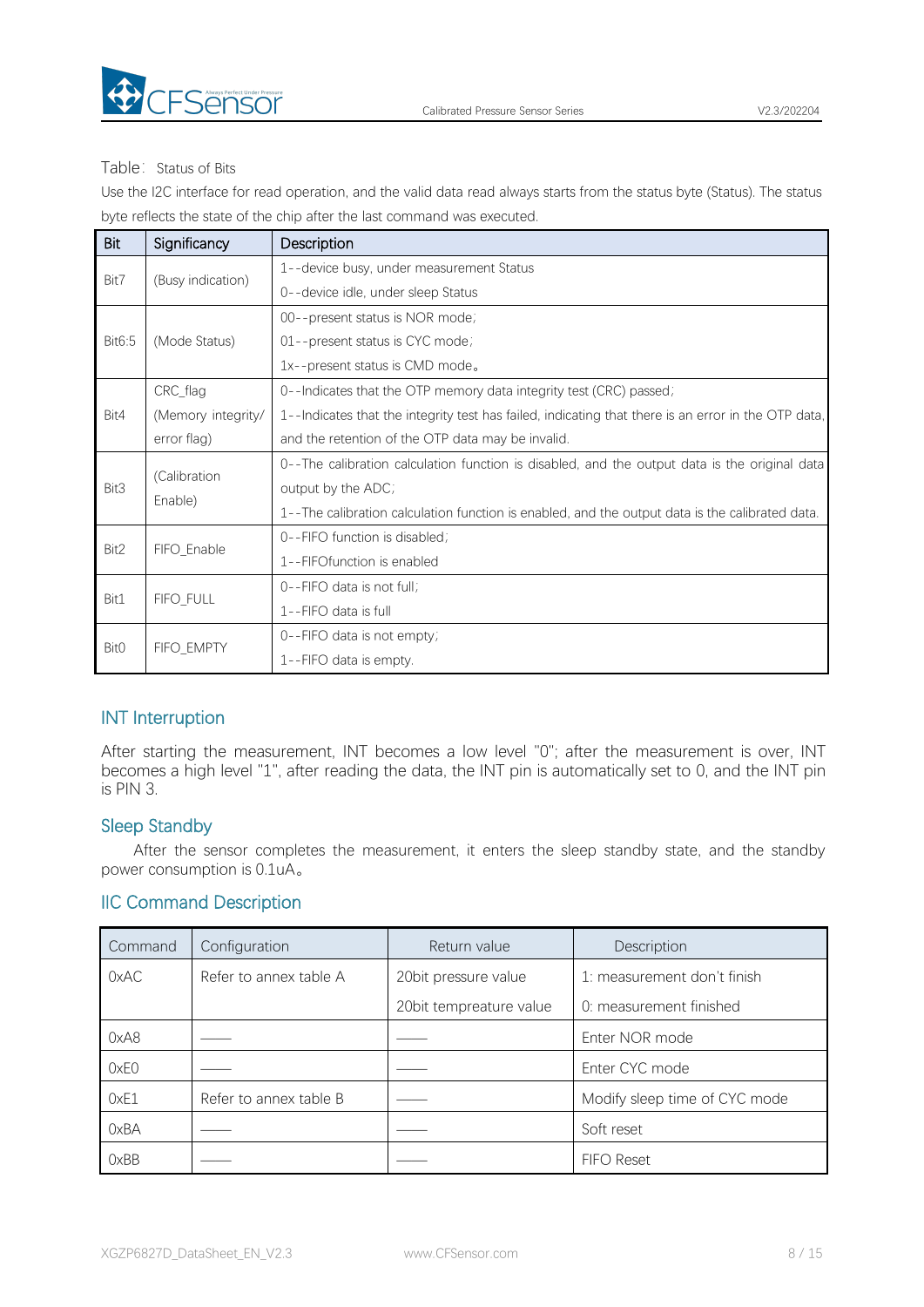Table： Status of Bits

Use the I2C interface for read operation, and the valid data read always starts from the status byte (Status). The status byte reflects the state of the chip after the last command was executed.

| Bit | Significancy | Description |
|---|---|---|
| Bit7 | (Busy indication) | 1--device busy, under measurement Status<br>0--device idle, under sleep Status |
| Bit6:5 | (Mode Status) | 00--present status is NOR mode；<br>01--present status is CYC mode；<br>1x--present status is CMD mode。 |
| Bit4 | CRC_flag (Memory integrity/ error flag) | 0--Indicates that the OTP memory data integrity test (CRC) passed；<br>1--Indicates that the integrity test has failed, indicating that there is an error in the OTP data, and the retention of the OTP data may be invalid. |
| Bit3 | (Calibration Enable) | 0--The calibration calculation function is disabled, and the output data is the original data output by the ADC；<br>1--The calibration calculation function is enabled, and the output data is the calibrated data. |
| Bit2 | FIFO_Enable | 0--FIFO function is disabled；<br>1--FIFOfunction is enabled |
| Bit1 | FIFO_FULL | 0--FIFO data is not full；<br>1--FIFO data is full |
| Bit0 | FIFO_EMPTY | 0--FIFO data is not empty；<br>1--FIFO data is empty. |

## INT Interruption

After starting the measurement, INT becomes a low level "0"; after the measurement is over, INT becomes a high level "1", after reading the data, the INT pin is automatically set to 0, and the INT pin is PIN 3.

## Sleep Standby

After the sensor completes the measurement, it enters the sleep standby state, and the standby power consumption is 0.1uA。

## IIC Command Description

| Command | Configuration | Return value | Description |
|---|---|---|---|
| 0xAC | Refer to annex table A | 20bit pressure value<br>20bit tempreature value | 1: measurement don't finish<br>0: measurement finished |
| 0xA8 | —— | —— | Enter NOR mode |
| 0xE0 | —— | —— | Enter CYC mode |
| 0xE1 | Refer to annex table B | —— | Modify sleep time of CYC mode |
| 0xBA | —— | —— | Soft reset |
| 0xBB | —— | —— | FIFO Reset |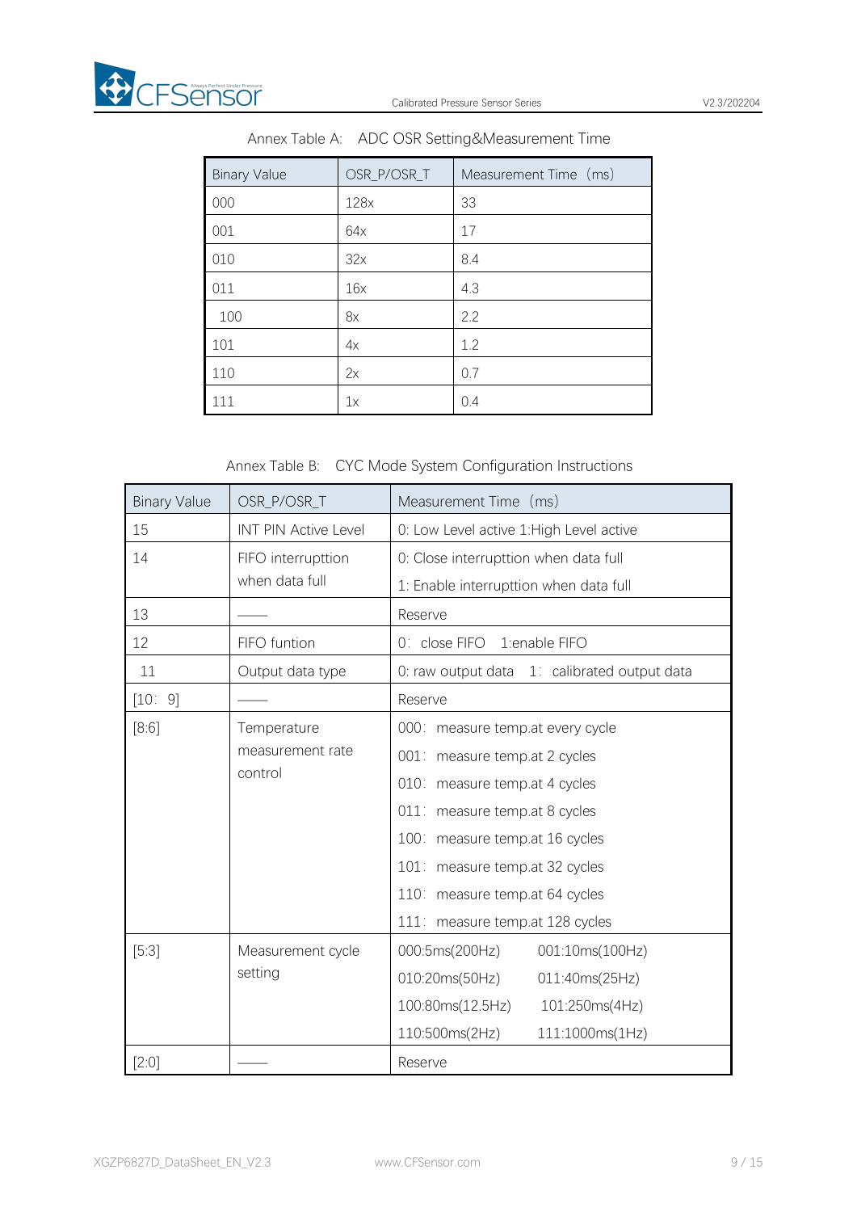Annex Table A: ADC OSR Setting&Measurement Time

| Binary Value | OSR_P/OSR_T | Measurement Time（ms) |
|---|---|---|
| 000 | 128x | 33 |
| 001 | 64x | 17 |
| 010 | 32x | 8.4 |
| 011 | 16x | 4.3 |
| 100 | 8x | 2.2 |
| 101 | 4x | 1.2 |
| 110 | 2x | 0.7 |
| 111 | 1x | 0.4 |

Annex Table B: CYC Mode System Configuration Instructions

| Binary Value | OSR_P/OSR_T | Measurement Time（ms) |
|---|---|---|
| 15 | INT PIN Active Level | 0: Low Level active 1:High Level active |
| 14 | FIFO interrupttion when data full | 0: Close interrupttion when data full<br>1: Enable interrupttion when data full |
| 13 | —— | Reserve |
| 12 | FIFO funtion | 0：close FIFO 1:enable FIFO |
| 11 | Output data type | 0: raw output data 1：calibrated output data |
| [10：9] | —— | Reserve |
| [8:6] | Temperature measurement rate control | 000：measure temp.at every cycle<br>001：measure temp.at 2 cycles<br>010：measure temp.at 4 cycles<br>011：measure temp.at 8 cycles<br>100：measure temp.at 16 cycles<br>101：measure temp.at 32 cycles<br>110：measure temp.at 64 cycles<br>111：measure temp.at 128 cycles |
| [5:3] | Measurement cycle setting | 000:5ms(200Hz) 001:10ms(100Hz)<br>010:20ms(50Hz) 011:40ms(25Hz)<br>100:80ms(12.5Hz) 101:250ms(4Hz)<br>110:500ms(2Hz) 111:1000ms(1Hz) |
| [2:0] | —— | Reserve |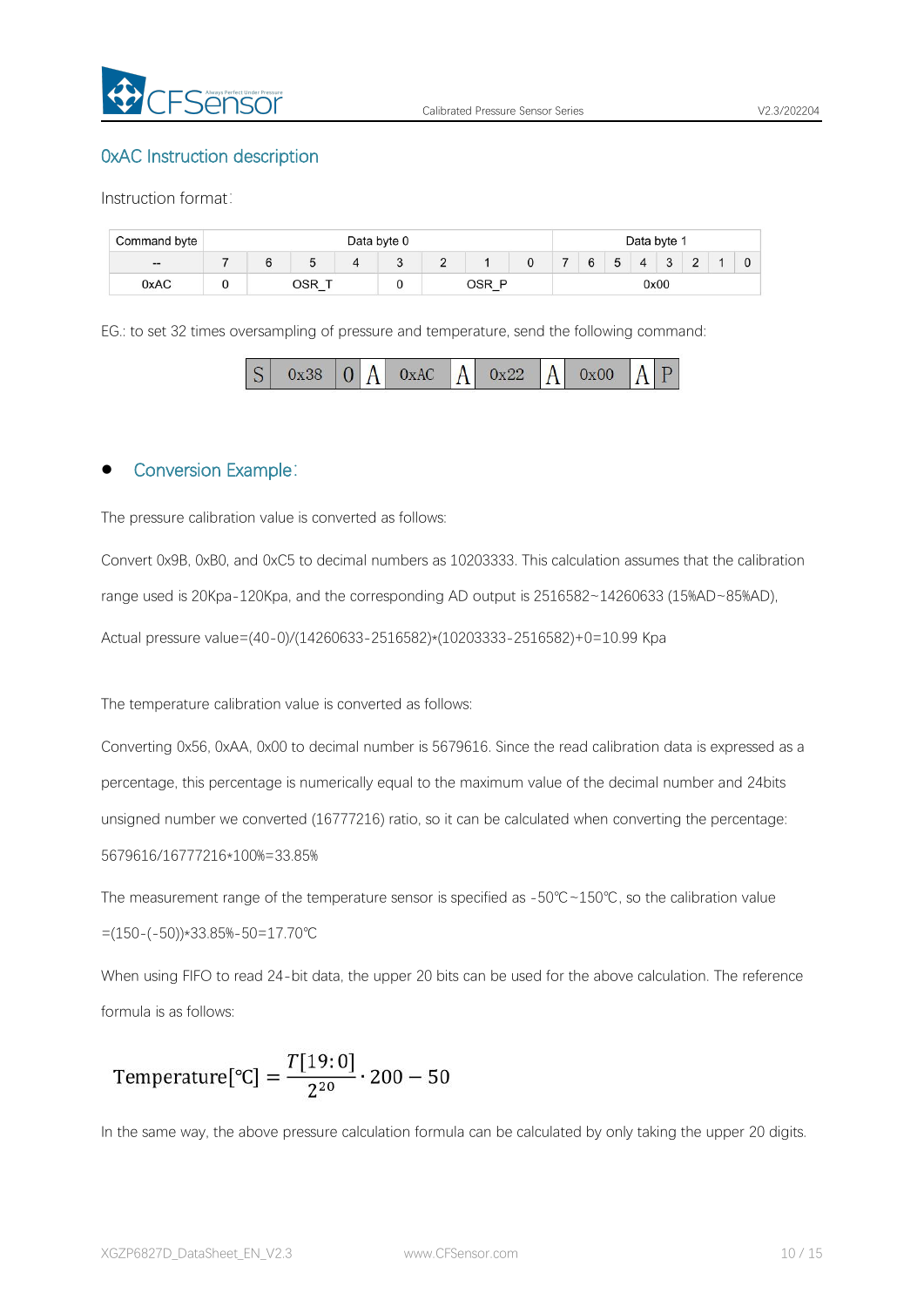## 0xAC Instruction description

Instruction format:

| Command byte | Data byte 0 | | | | | | | | Data byte 1 | | | | | | | |
|---|---|---|---|---|---|---|---|---|---|---|---|---|---|---|---|---|
| -- | 7 | 6 | 5 | 4 | 3 | 2 | 1 | 0 | 7 | 6 | 5 | 4 | 3 | 2 | 1 | 0 |
| 0xAC | 0 | OSR_T | | | 0 | OSR_P | | | 0x00 | | | | | | | |

EG.: to set 32 times oversampling of pressure and temperature, send the following command:

| S | 0x38 | 0 | A | 0xAC | A | 0x22 | A | 0x00 | A | P |
|---|---|---|---|---|---|---|---|---|---|---|

- **Conversion Example:**

The pressure calibration value is converted as follows:

Convert 0x9B, 0xB0, and 0xC5 to decimal numbers as 10203333. This calculation assumes that the calibration range used is 20Kpa-120Kpa, and the corresponding AD output is 2516582~14260633 (15%AD~85%AD),

Actual pressure value=(40-0)/(14260633-2516582)*(10203333-2516582)+0=10.99 Kpa

The temperature calibration value is converted as follows:

Converting 0x56, 0xAA, 0x00 to decimal number is 5679616. Since the read calibration data is expressed as a percentage, this percentage is numerically equal to the maximum value of the decimal number and 24bits unsigned number we converted (16777216) ratio, so it can be calculated when converting the percentage: 5679616/16777216*100%=33.85%

The measurement range of the temperature sensor is specified as -50℃~150℃, so the calibration value =(150-(-50))*33.85%-50=17.70℃

When using FIFO to read 24-bit data, the upper 20 bits can be used for the above calculation. The reference formula is as follows:

$$\text{Temperature}[℃] = \frac{T[19:0]}{2^{20}} \cdot 200 - 50$$

In the same way, the above pressure calculation formula can be calculated by only taking the upper 20 digits.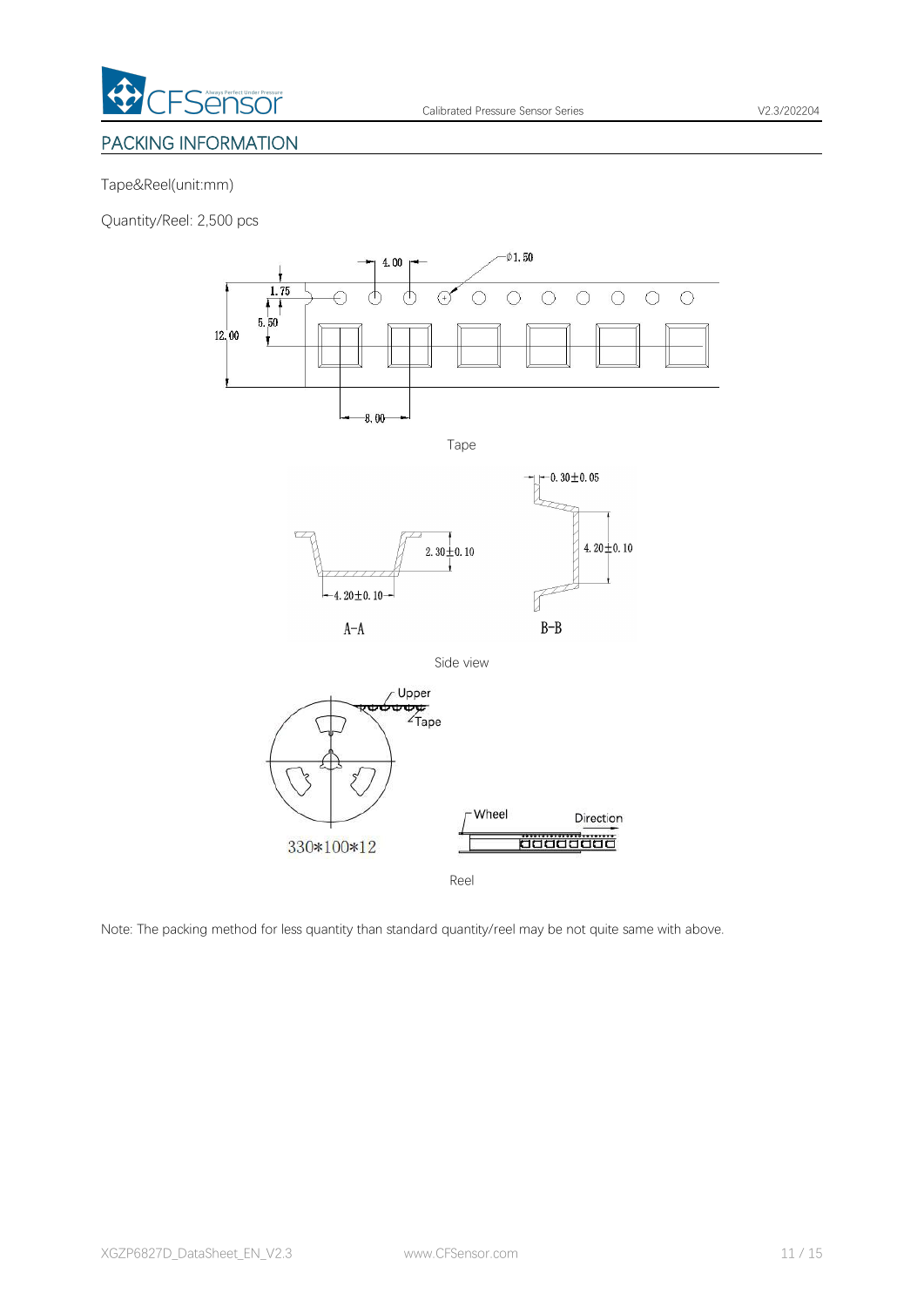## PACKING INFORMATION

Tape&Reel(unit:mm)

Quantity/Reel: 2,500 pcs

Tape

Side view

Reel

Note: The packing method for less quantity than standard quantity/reel may be not quite same with above.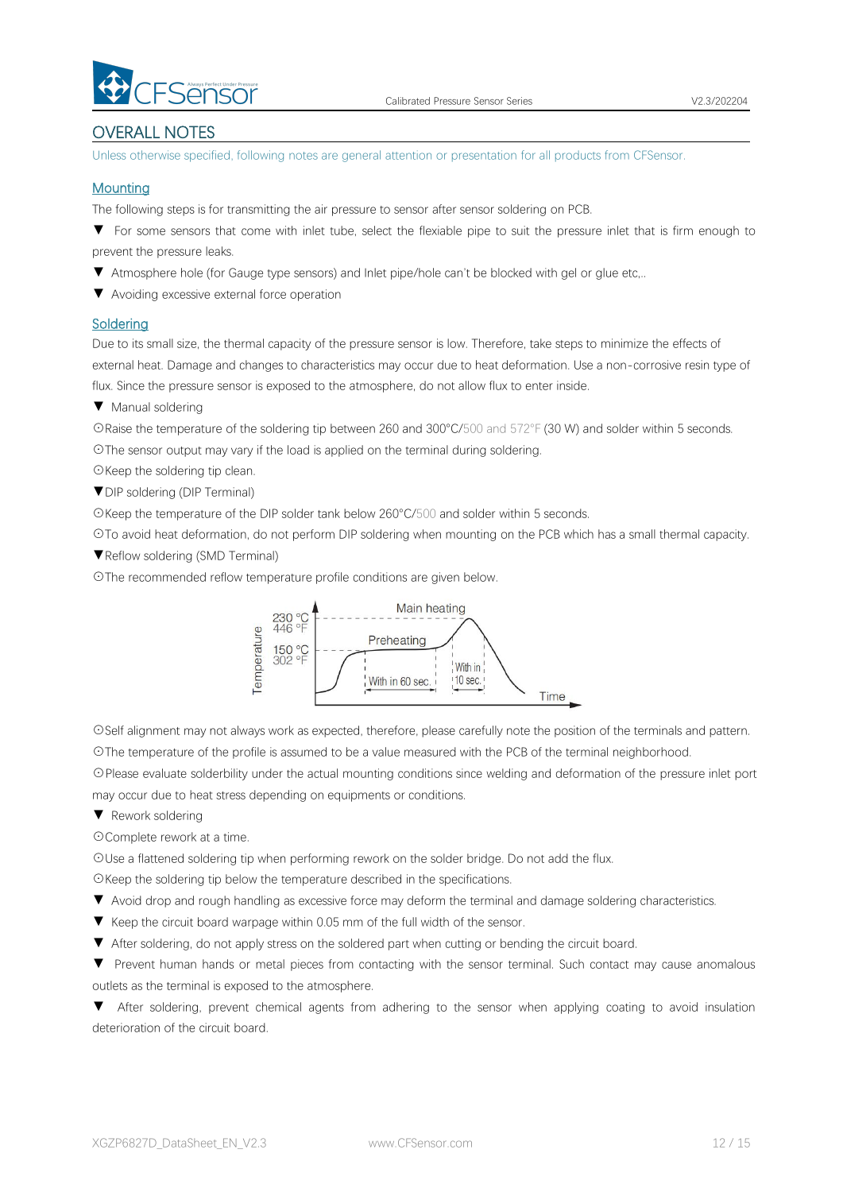## OVERALL NOTES

Unless otherwise specified, following notes are general attention or presentation for all products from CFSensor.

### Mounting

The following steps is for transmitting the air pressure to sensor after sensor soldering on PCB.

▼ For some sensors that come with inlet tube, select the flexiable pipe to suit the pressure inlet that is firm enough to prevent the pressure leaks.

▼ Atmosphere hole (for Gauge type sensors) and Inlet pipe/hole can't be blocked with gel or glue etc,..

▼ Avoiding excessive external force operation

### Soldering

Due to its small size, the thermal capacity of the pressure sensor is low. Therefore, take steps to minimize the effects of external heat. Damage and changes to characteristics may occur due to heat deformation. Use a non-corrosive resin type of flux. Since the pressure sensor is exposed to the atmosphere, do not allow flux to enter inside.

▼ Manual soldering

⊙Raise the temperature of the soldering tip between 260 and 300°C/500 and 572°F (30 W) and solder within 5 seconds.

⊙The sensor output may vary if the load is applied on the terminal during soldering.

⊙Keep the soldering tip clean.

▼DIP soldering (DIP Terminal)

⊙Keep the temperature of the DIP solder tank below 260°C/500 and solder within 5 seconds.

⊙To avoid heat deformation, do not perform DIP soldering when mounting on the PCB which has a small thermal capacity.

▼Reflow soldering (SMD Terminal)

⊙The recommended reflow temperature profile conditions are given below.

Temperature: 230 °C / 446 °F; 150 °C / 302 °F — Preheating: With in 60 sec. — Main heating: With in 10 sec. — Time

⊙Self alignment may not always work as expected, therefore, please carefully note the position of the terminals and pattern.

⊙The temperature of the profile is assumed to be a value measured with the PCB of the terminal neighborhood.

⊙Please evaluate solderbility under the actual mounting conditions since welding and deformation of the pressure inlet port may occur due to heat stress depending on equipments or conditions.

▼ Rework soldering

⊙Complete rework at a time.

⊙Use a flattened soldering tip when performing rework on the solder bridge. Do not add the flux.

⊙Keep the soldering tip below the temperature described in the specifications.

▼ Avoid drop and rough handling as excessive force may deform the terminal and damage soldering characteristics.

▼ Keep the circuit board warpage within 0.05 mm of the full width of the sensor.

▼ After soldering, do not apply stress on the soldered part when cutting or bending the circuit board.

▼ Prevent human hands or metal pieces from contacting with the sensor terminal. Such contact may cause anomalous outlets as the terminal is exposed to the atmosphere.

▼ After soldering, prevent chemical agents from adhering to the sensor when applying coating to avoid insulation deterioration of the circuit board.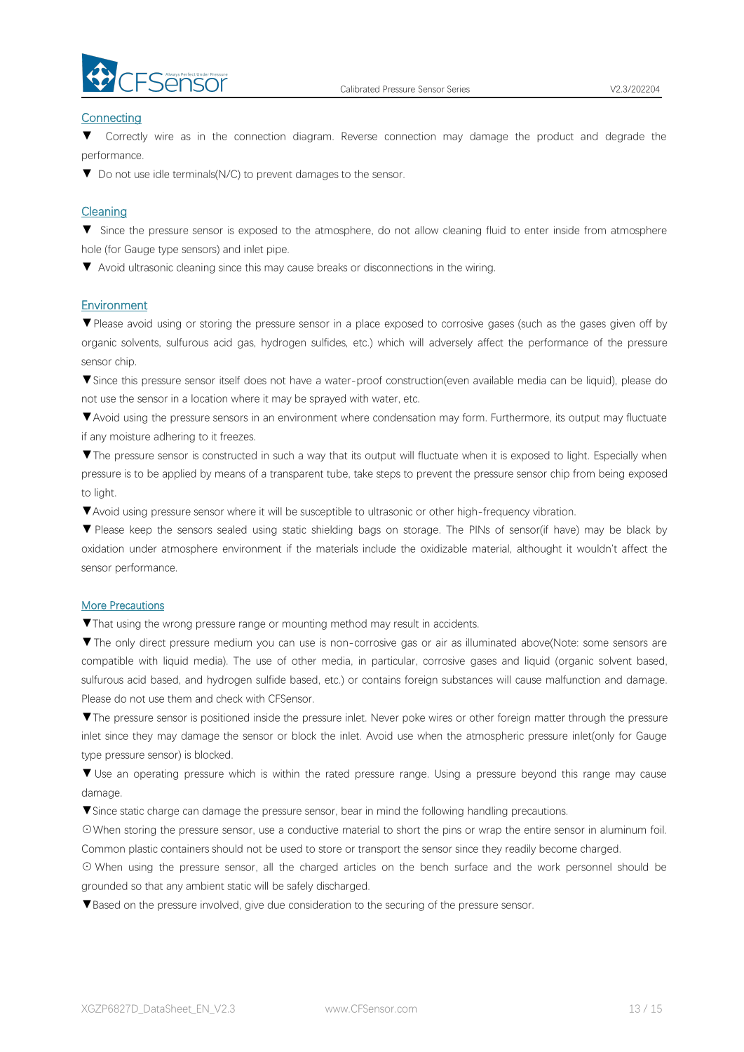## Connecting

▼ Correctly wire as in the connection diagram. Reverse connection may damage the product and degrade the performance.

▼ Do not use idle terminals(N/C) to prevent damages to the sensor.

## Cleaning

▼ Since the pressure sensor is exposed to the atmosphere, do not allow cleaning fluid to enter inside from atmosphere hole (for Gauge type sensors) and inlet pipe.

▼ Avoid ultrasonic cleaning since this may cause breaks or disconnections in the wiring.

## Environment

▼Please avoid using or storing the pressure sensor in a place exposed to corrosive gases (such as the gases given off by organic solvents, sulfurous acid gas, hydrogen sulfides, etc.) which will adversely affect the performance of the pressure sensor chip.

▼Since this pressure sensor itself does not have a water-proof construction(even available media can be liquid), please do not use the sensor in a location where it may be sprayed with water, etc.

▼Avoid using the pressure sensors in an environment where condensation may form. Furthermore, its output may fluctuate if any moisture adhering to it freezes.

▼The pressure sensor is constructed in such a way that its output will fluctuate when it is exposed to light. Especially when pressure is to be applied by means of a transparent tube, take steps to prevent the pressure sensor chip from being exposed to light.

▼Avoid using pressure sensor where it will be susceptible to ultrasonic or other high-frequency vibration.

▼ Please keep the sensors sealed using static shielding bags on storage. The PINs of sensor(if have) may be black by oxidation under atmosphere environment if the materials include the oxidizable material, althought it wouldn't affect the sensor performance.

## More Precautions

▼That using the wrong pressure range or mounting method may result in accidents.

▼The only direct pressure medium you can use is non-corrosive gas or air as illuminated above(Note: some sensors are compatible with liquid media). The use of other media, in particular, corrosive gases and liquid (organic solvent based, sulfurous acid based, and hydrogen sulfide based, etc.) or contains foreign substances will cause malfunction and damage. Please do not use them and check with CFSensor.

▼The pressure sensor is positioned inside the pressure inlet. Never poke wires or other foreign matter through the pressure inlet since they may damage the sensor or block the inlet. Avoid use when the atmospheric pressure inlet(only for Gauge type pressure sensor) is blocked.

▼ Use an operating pressure which is within the rated pressure range. Using a pressure beyond this range may cause damage.

▼Since static charge can damage the pressure sensor, bear in mind the following handling precautions.

⊙When storing the pressure sensor, use a conductive material to short the pins or wrap the entire sensor in aluminum foil. Common plastic containers should not be used to store or transport the sensor since they readily become charged.

⊙ When using the pressure sensor, all the charged articles on the bench surface and the work personnel should be grounded so that any ambient static will be safely discharged.

▼Based on the pressure involved, give due consideration to the securing of the pressure sensor.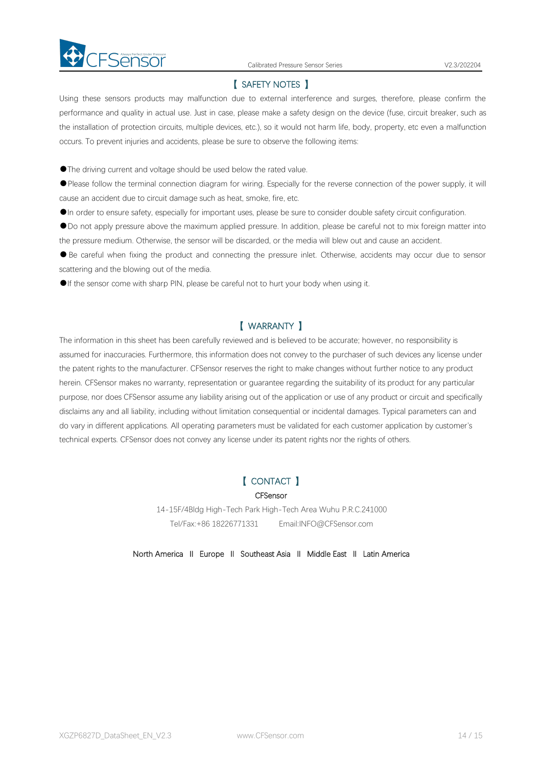## 【 SAFETY NOTES 】

Using these sensors products may malfunction due to external interference and surges, therefore, please confirm the performance and quality in actual use. Just in case, please make a safety design on the device (fuse, circuit breaker, such as the installation of protection circuits, multiple devices, etc.), so it would not harm life, body, property, etc even a malfunction occurs. To prevent injuries and accidents, please be sure to observe the following items:

- The driving current and voltage should be used below the rated value.
- Please follow the terminal connection diagram for wiring. Especially for the reverse connection of the power supply, it will cause an accident due to circuit damage such as heat, smoke, fire, etc.
- In order to ensure safety, especially for important uses, please be sure to consider double safety circuit configuration.
- Do not apply pressure above the maximum applied pressure. In addition, please be careful not to mix foreign matter into the pressure medium. Otherwise, the sensor will be discarded, or the media will blew out and cause an accident.
- Be careful when fixing the product and connecting the pressure inlet. Otherwise, accidents may occur due to sensor scattering and the blowing out of the media.
- If the sensor come with sharp PIN, please be careful not to hurt your body when using it.

## 【 WARRANTY 】

The information in this sheet has been carefully reviewed and is believed to be accurate; however, no responsibility is assumed for inaccuracies. Furthermore, this information does not convey to the purchaser of such devices any license under the patent rights to the manufacturer. CFSensor reserves the right to make changes without further notice to any product herein. CFSensor makes no warranty, representation or guarantee regarding the suitability of its product for any particular purpose, nor does CFSensor assume any liability arising out of the application or use of any product or circuit and specifically disclaims any and all liability, including without limitation consequential or incidental damages. Typical parameters can and do vary in different applications. All operating parameters must be validated for each customer application by customer's technical experts. CFSensor does not convey any license under its patent rights nor the rights of others.

## 【 CONTACT 】

CFSensor

14-15F/4Bldg High-Tech Park High-Tech Area Wuhu P.R.C.241000

Tel/Fax:+86 18226771331 Email:INFO@CFSensor.com

North America II Europe II Southeast Asia II Middle East II Latin America